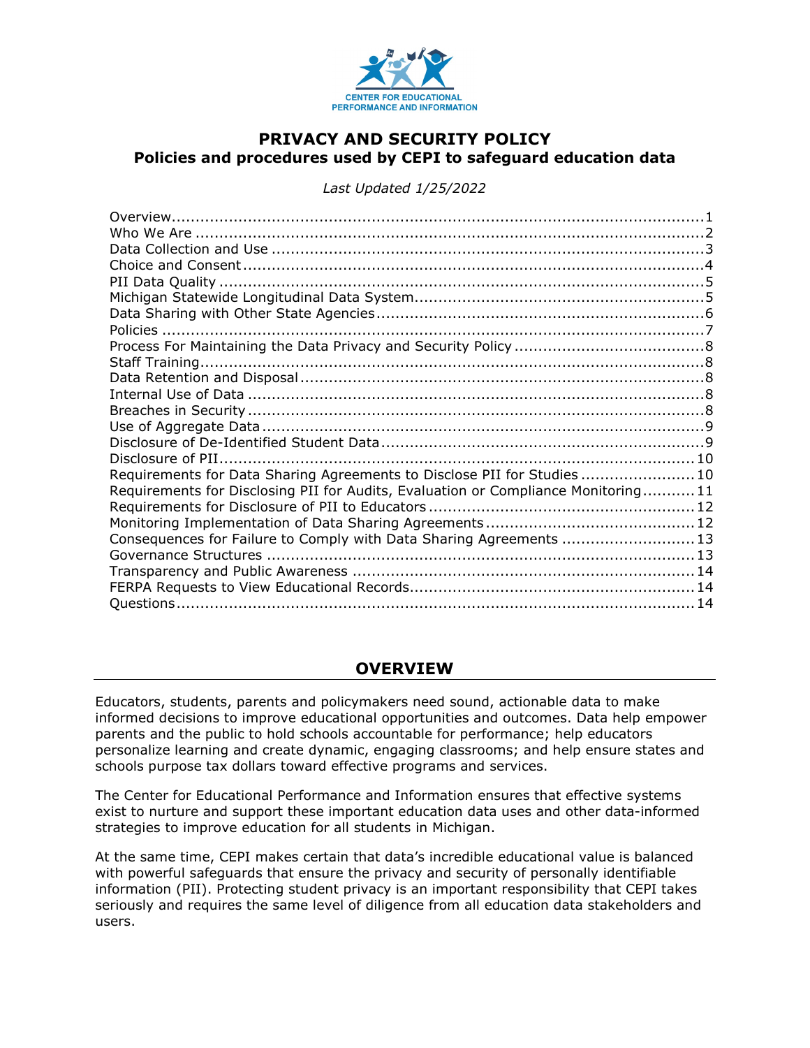CENTER FOR EDUCATIONAL PERFORMANCE AND INFORMATION

# PRIVACY AND SECURITY POLICY
## Policies and procedures used by CEPI to safeguard education data

*Last Updated 1/25/2022*

- Overview ..... 1
- Who We Are ..... 2
- Data Collection and Use ..... 3
- Choice and Consent ..... 4
- PII Data Quality ..... 5
- Michigan Statewide Longitudinal Data System ..... 5
- Data Sharing with Other State Agencies ..... 6
- Policies ..... 7
- Process For Maintaining the Data Privacy and Security Policy ..... 8
- Staff Training ..... 8
- Data Retention and Disposal ..... 8
- Internal Use of Data ..... 8
- Breaches in Security ..... 8
- Use of Aggregate Data ..... 9
- Disclosure of De-Identified Student Data ..... 9
- Disclosure of PII ..... 10
- Requirements for Data Sharing Agreements to Disclose PII for Studies ..... 10
- Requirements for Disclosing PII for Audits, Evaluation or Compliance Monitoring ..... 11
- Requirements for Disclosure of PII to Educators ..... 12
- Monitoring Implementation of Data Sharing Agreements ..... 12
- Consequences for Failure to Comply with Data Sharing Agreements ..... 13
- Governance Structures ..... 13
- Transparency and Public Awareness ..... 14
- FERPA Requests to View Educational Records ..... 14
- Questions ..... 14

## OVERVIEW

Educators, students, parents and policymakers need sound, actionable data to make informed decisions to improve educational opportunities and outcomes. Data help empower parents and the public to hold schools accountable for performance; help educators personalize learning and create dynamic, engaging classrooms; and help ensure states and schools purpose tax dollars toward effective programs and services.

The Center for Educational Performance and Information ensures that effective systems exist to nurture and support these important education data uses and other data-informed strategies to improve education for all students in Michigan.

At the same time, CEPI makes certain that data's incredible educational value is balanced with powerful safeguards that ensure the privacy and security of personally identifiable information (PII). Protecting student privacy is an important responsibility that CEPI takes seriously and requires the same level of diligence from all education data stakeholders and users.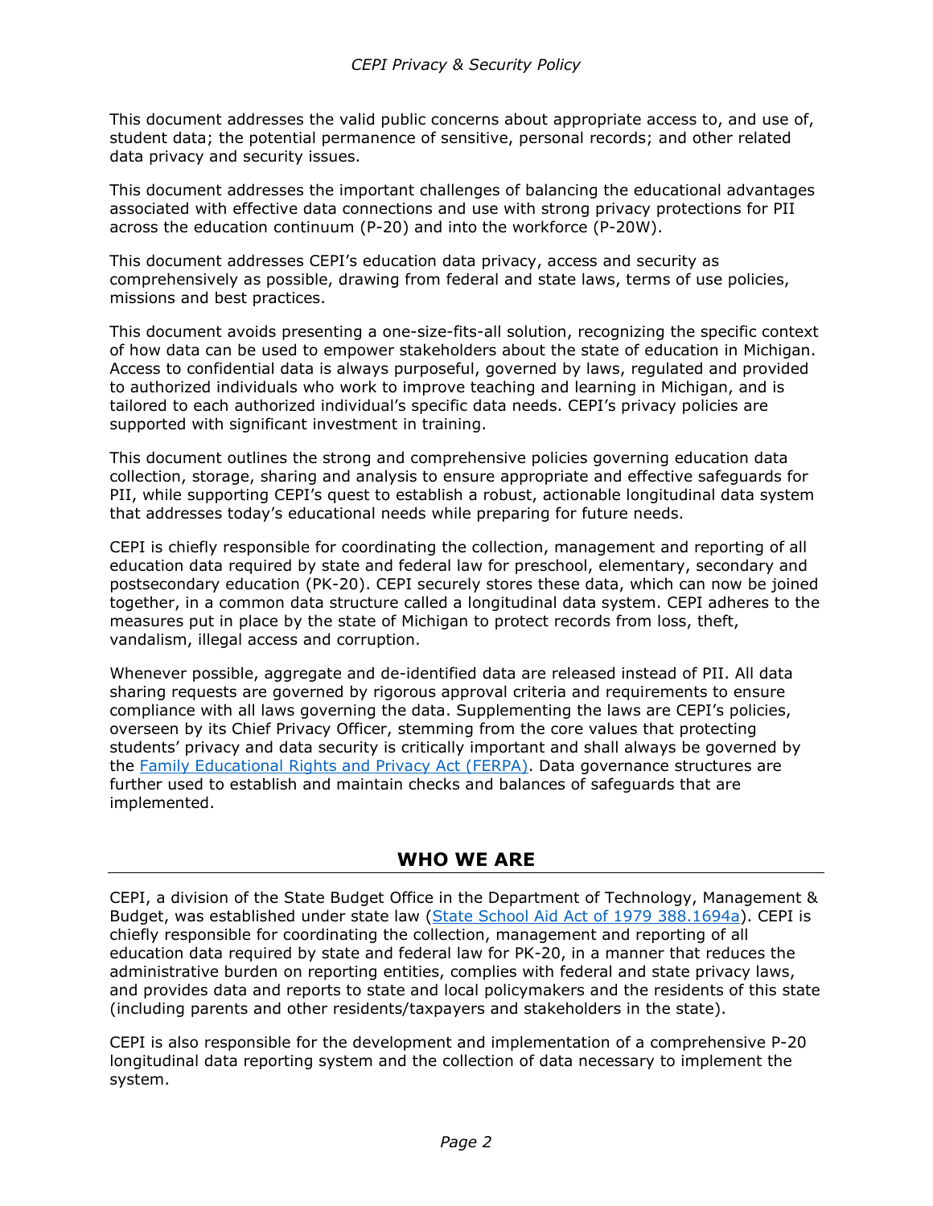This document addresses the valid public concerns about appropriate access to, and use of, student data; the potential permanence of sensitive, personal records; and other related data privacy and security issues.

This document addresses the important challenges of balancing the educational advantages associated with effective data connections and use with strong privacy protections for PII across the education continuum (P-20) and into the workforce (P-20W).

This document addresses CEPI's education data privacy, access and security as comprehensively as possible, drawing from federal and state laws, terms of use policies, missions and best practices.

This document avoids presenting a one-size-fits-all solution, recognizing the specific context of how data can be used to empower stakeholders about the state of education in Michigan. Access to confidential data is always purposeful, governed by laws, regulated and provided to authorized individuals who work to improve teaching and learning in Michigan, and is tailored to each authorized individual's specific data needs. CEPI's privacy policies are supported with significant investment in training.

This document outlines the strong and comprehensive policies governing education data collection, storage, sharing and analysis to ensure appropriate and effective safeguards for PII, while supporting CEPI's quest to establish a robust, actionable longitudinal data system that addresses today's educational needs while preparing for future needs.

CEPI is chiefly responsible for coordinating the collection, management and reporting of all education data required by state and federal law for preschool, elementary, secondary and postsecondary education (PK-20). CEPI securely stores these data, which can now be joined together, in a common data structure called a longitudinal data system. CEPI adheres to the measures put in place by the state of Michigan to protect records from loss, theft, vandalism, illegal access and corruption.

Whenever possible, aggregate and de-identified data are released instead of PII. All data sharing requests are governed by rigorous approval criteria and requirements to ensure compliance with all laws governing the data. Supplementing the laws are CEPI's policies, overseen by its Chief Privacy Officer, stemming from the core values that protecting students' privacy and data security is critically important and shall always be governed by the [Family Educational Rights and Privacy Act (FERPA)](). Data governance structures are further used to establish and maintain checks and balances of safeguards that are implemented.

## WHO WE ARE

CEPI, a division of the State Budget Office in the Department of Technology, Management & Budget, was established under state law ([State School Aid Act of 1979 388.1694a]()). CEPI is chiefly responsible for coordinating the collection, management and reporting of all education data required by state and federal law for PK-20, in a manner that reduces the administrative burden on reporting entities, complies with federal and state privacy laws, and provides data and reports to state and local policymakers and the residents of this state (including parents and other residents/taxpayers and stakeholders in the state).

CEPI is also responsible for the development and implementation of a comprehensive P-20 longitudinal data reporting system and the collection of data necessary to implement the system.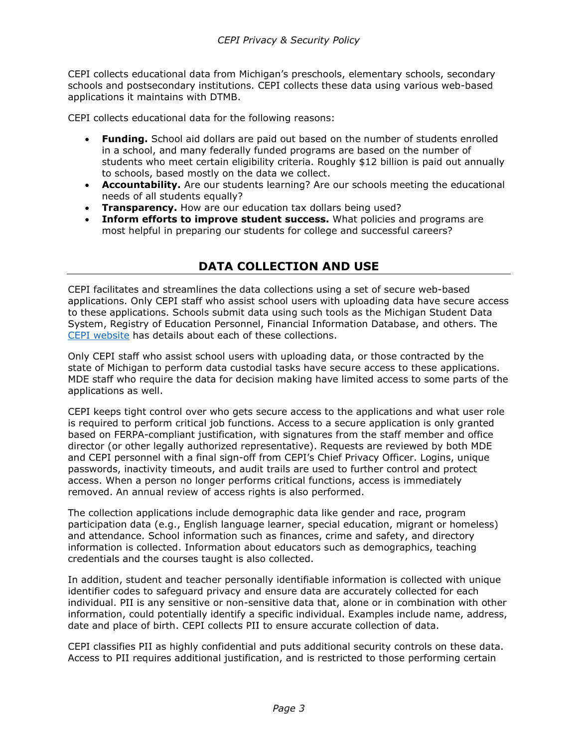CEPI collects educational data from Michigan's preschools, elementary schools, secondary schools and postsecondary institutions. CEPI collects these data using various web-based applications it maintains with DTMB.

CEPI collects educational data for the following reasons:

- **Funding.** School aid dollars are paid out based on the number of students enrolled in a school, and many federally funded programs are based on the number of students who meet certain eligibility criteria. Roughly $12 billion is paid out annually to schools, based mostly on the data we collect.
- **Accountability.** Are our students learning? Are our schools meeting the educational needs of all students equally?
- **Transparency.** How are our education tax dollars being used?
- **Inform efforts to improve student success.** What policies and programs are most helpful in preparing our students for college and successful careers?

## DATA COLLECTION AND USE

CEPI facilitates and streamlines the data collections using a set of secure web-based applications. Only CEPI staff who assist school users with uploading data have secure access to these applications. Schools submit data using such tools as the Michigan Student Data System, Registry of Education Personnel, Financial Information Database, and others. The CEPI website has details about each of these collections.

Only CEPI staff who assist school users with uploading data, or those contracted by the state of Michigan to perform data custodial tasks have secure access to these applications. MDE staff who require the data for decision making have limited access to some parts of the applications as well.

CEPI keeps tight control over who gets secure access to the applications and what user role is required to perform critical job functions. Access to a secure application is only granted based on FERPA-compliant justification, with signatures from the staff member and office director (or other legally authorized representative). Requests are reviewed by both MDE and CEPI personnel with a final sign-off from CEPI's Chief Privacy Officer. Logins, unique passwords, inactivity timeouts, and audit trails are used to further control and protect access. When a person no longer performs critical functions, access is immediately removed. An annual review of access rights is also performed.

The collection applications include demographic data like gender and race, program participation data (e.g., English language learner, special education, migrant or homeless) and attendance. School information such as finances, crime and safety, and directory information is collected. Information about educators such as demographics, teaching credentials and the courses taught is also collected.

In addition, student and teacher personally identifiable information is collected with unique identifier codes to safeguard privacy and ensure data are accurately collected for each individual. PII is any sensitive or non-sensitive data that, alone or in combination with other information, could potentially identify a specific individual. Examples include name, address, date and place of birth. CEPI collects PII to ensure accurate collection of data.

CEPI classifies PII as highly confidential and puts additional security controls on these data. Access to PII requires additional justification, and is restricted to those performing certain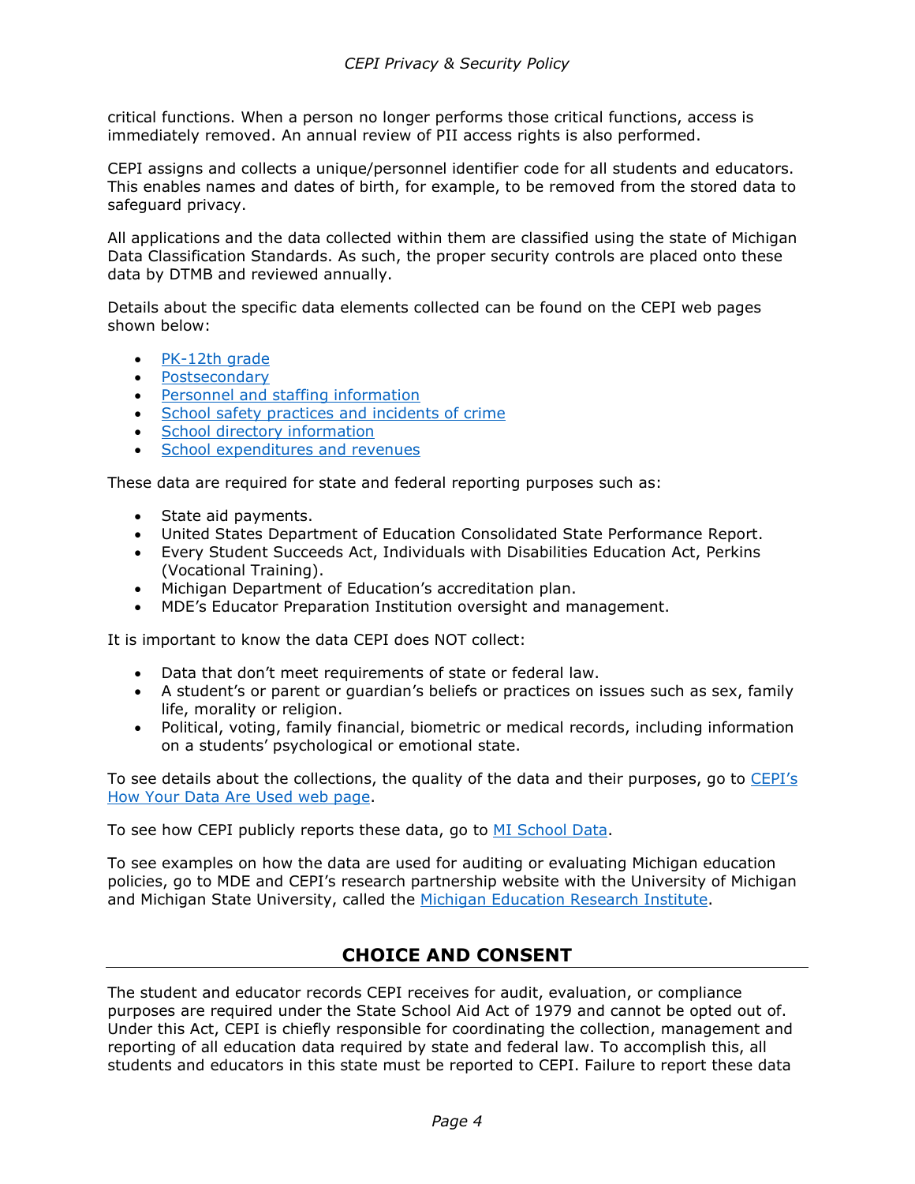critical functions. When a person no longer performs those critical functions, access is immediately removed. An annual review of PII access rights is also performed.

CEPI assigns and collects a unique/personnel identifier code for all students and educators. This enables names and dates of birth, for example, to be removed from the stored data to safeguard privacy.

All applications and the data collected within them are classified using the state of Michigan Data Classification Standards. As such, the proper security controls are placed onto these data by DTMB and reviewed annually.

Details about the specific data elements collected can be found on the CEPI web pages shown below:

- PK-12th grade
- Postsecondary
- Personnel and staffing information
- School safety practices and incidents of crime
- School directory information
- School expenditures and revenues

These data are required for state and federal reporting purposes such as:

- State aid payments.
- United States Department of Education Consolidated State Performance Report.
- Every Student Succeeds Act, Individuals with Disabilities Education Act, Perkins (Vocational Training).
- Michigan Department of Education's accreditation plan.
- MDE's Educator Preparation Institution oversight and management.

It is important to know the data CEPI does NOT collect:

- Data that don't meet requirements of state or federal law.
- A student's or parent or guardian's beliefs or practices on issues such as sex, family life, morality or religion.
- Political, voting, family financial, biometric or medical records, including information on a students' psychological or emotional state.

To see details about the collections, the quality of the data and their purposes, go to CEPI's How Your Data Are Used web page.

To see how CEPI publicly reports these data, go to MI School Data.

To see examples on how the data are used for auditing or evaluating Michigan education policies, go to MDE and CEPI's research partnership website with the University of Michigan and Michigan State University, called the Michigan Education Research Institute.

## CHOICE AND CONSENT

The student and educator records CEPI receives for audit, evaluation, or compliance purposes are required under the State School Aid Act of 1979 and cannot be opted out of. Under this Act, CEPI is chiefly responsible for coordinating the collection, management and reporting of all education data required by state and federal law. To accomplish this, all students and educators in this state must be reported to CEPI. Failure to report these data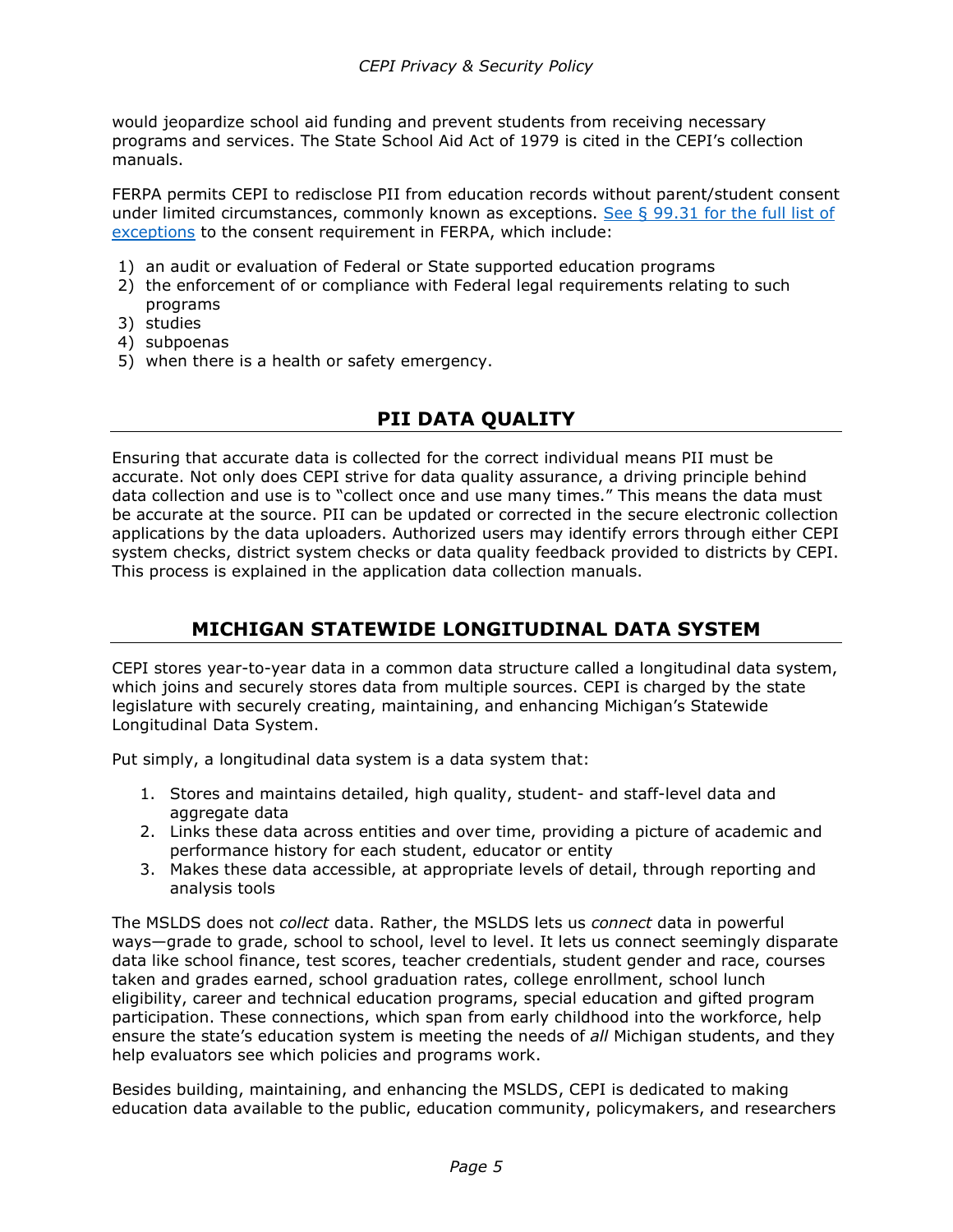would jeopardize school aid funding and prevent students from receiving necessary programs and services. The State School Aid Act of 1979 is cited in the CEPI's collection manuals.

FERPA permits CEPI to redisclose PII from education records without parent/student consent under limited circumstances, commonly known as exceptions. [See § 99.31 for the full list of exceptions]() to the consent requirement in FERPA, which include:

1) an audit or evaluation of Federal or State supported education programs
2) the enforcement of or compliance with Federal legal requirements relating to such programs
3) studies
4) subpoenas
5) when there is a health or safety emergency.

## PII DATA QUALITY

Ensuring that accurate data is collected for the correct individual means PII must be accurate. Not only does CEPI strive for data quality assurance, a driving principle behind data collection and use is to "collect once and use many times." This means the data must be accurate at the source. PII can be updated or corrected in the secure electronic collection applications by the data uploaders. Authorized users may identify errors through either CEPI system checks, district system checks or data quality feedback provided to districts by CEPI. This process is explained in the application data collection manuals.

## MICHIGAN STATEWIDE LONGITUDINAL DATA SYSTEM

CEPI stores year-to-year data in a common data structure called a longitudinal data system, which joins and securely stores data from multiple sources. CEPI is charged by the state legislature with securely creating, maintaining, and enhancing Michigan's Statewide Longitudinal Data System.

Put simply, a longitudinal data system is a data system that:

1. Stores and maintains detailed, high quality, student- and staff-level data and aggregate data
2. Links these data across entities and over time, providing a picture of academic and performance history for each student, educator or entity
3. Makes these data accessible, at appropriate levels of detail, through reporting and analysis tools

The MSLDS does not *collect* data. Rather, the MSLDS lets us *connect* data in powerful ways—grade to grade, school to school, level to level. It lets us connect seemingly disparate data like school finance, test scores, teacher credentials, student gender and race, courses taken and grades earned, school graduation rates, college enrollment, school lunch eligibility, career and technical education programs, special education and gifted program participation. These connections, which span from early childhood into the workforce, help ensure the state's education system is meeting the needs of *all* Michigan students, and they help evaluators see which policies and programs work.

Besides building, maintaining, and enhancing the MSLDS, CEPI is dedicated to making education data available to the public, education community, policymakers, and researchers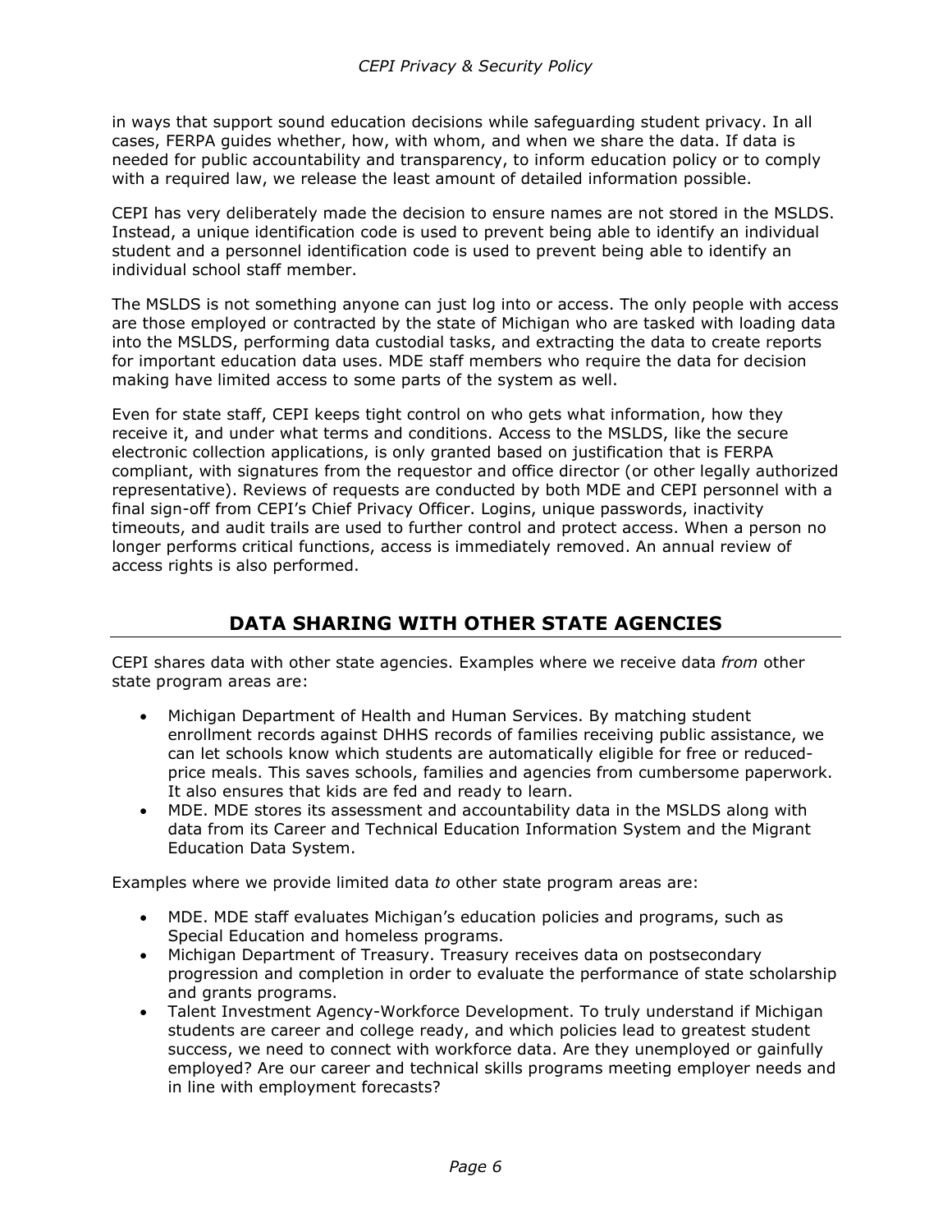in ways that support sound education decisions while safeguarding student privacy. In all cases, FERPA guides whether, how, with whom, and when we share the data. If data is needed for public accountability and transparency, to inform education policy or to comply with a required law, we release the least amount of detailed information possible.

CEPI has very deliberately made the decision to ensure names are not stored in the MSLDS. Instead, a unique identification code is used to prevent being able to identify an individual student and a personnel identification code is used to prevent being able to identify an individual school staff member.

The MSLDS is not something anyone can just log into or access. The only people with access are those employed or contracted by the state of Michigan who are tasked with loading data into the MSLDS, performing data custodial tasks, and extracting the data to create reports for important education data uses. MDE staff members who require the data for decision making have limited access to some parts of the system as well.

Even for state staff, CEPI keeps tight control on who gets what information, how they receive it, and under what terms and conditions. Access to the MSLDS, like the secure electronic collection applications, is only granted based on justification that is FERPA compliant, with signatures from the requestor and office director (or other legally authorized representative). Reviews of requests are conducted by both MDE and CEPI personnel with a final sign-off from CEPI's Chief Privacy Officer. Logins, unique passwords, inactivity timeouts, and audit trails are used to further control and protect access. When a person no longer performs critical functions, access is immediately removed. An annual review of access rights is also performed.

## DATA SHARING WITH OTHER STATE AGENCIES

CEPI shares data with other state agencies. Examples where we receive data *from* other state program areas are:

- Michigan Department of Health and Human Services. By matching student enrollment records against DHHS records of families receiving public assistance, we can let schools know which students are automatically eligible for free or reduced-price meals. This saves schools, families and agencies from cumbersome paperwork. It also ensures that kids are fed and ready to learn.
- MDE. MDE stores its assessment and accountability data in the MSLDS along with data from its Career and Technical Education Information System and the Migrant Education Data System.

Examples where we provide limited data *to* other state program areas are:

- MDE. MDE staff evaluates Michigan's education policies and programs, such as Special Education and homeless programs.
- Michigan Department of Treasury. Treasury receives data on postsecondary progression and completion in order to evaluate the performance of state scholarship and grants programs.
- Talent Investment Agency-Workforce Development. To truly understand if Michigan students are career and college ready, and which policies lead to greatest student success, we need to connect with workforce data. Are they unemployed or gainfully employed? Are our career and technical skills programs meeting employer needs and in line with employment forecasts?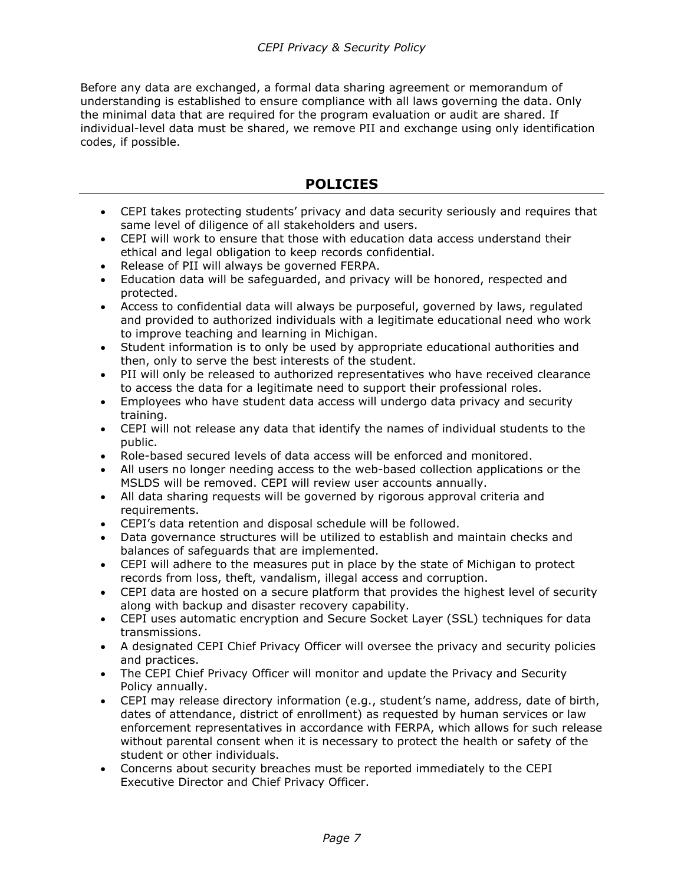Before any data are exchanged, a formal data sharing agreement or memorandum of understanding is established to ensure compliance with all laws governing the data. Only the minimal data that are required for the program evaluation or audit are shared. If individual-level data must be shared, we remove PII and exchange using only identification codes, if possible.

## POLICIES

- CEPI takes protecting students' privacy and data security seriously and requires that same level of diligence of all stakeholders and users.
- CEPI will work to ensure that those with education data access understand their ethical and legal obligation to keep records confidential.
- Release of PII will always be governed FERPA.
- Education data will be safeguarded, and privacy will be honored, respected and protected.
- Access to confidential data will always be purposeful, governed by laws, regulated and provided to authorized individuals with a legitimate educational need who work to improve teaching and learning in Michigan.
- Student information is to only be used by appropriate educational authorities and then, only to serve the best interests of the student.
- PII will only be released to authorized representatives who have received clearance to access the data for a legitimate need to support their professional roles.
- Employees who have student data access will undergo data privacy and security training.
- CEPI will not release any data that identify the names of individual students to the public.
- Role-based secured levels of data access will be enforced and monitored.
- All users no longer needing access to the web-based collection applications or the MSLDS will be removed. CEPI will review user accounts annually.
- All data sharing requests will be governed by rigorous approval criteria and requirements.
- CEPI's data retention and disposal schedule will be followed.
- Data governance structures will be utilized to establish and maintain checks and balances of safeguards that are implemented.
- CEPI will adhere to the measures put in place by the state of Michigan to protect records from loss, theft, vandalism, illegal access and corruption.
- CEPI data are hosted on a secure platform that provides the highest level of security along with backup and disaster recovery capability.
- CEPI uses automatic encryption and Secure Socket Layer (SSL) techniques for data transmissions.
- A designated CEPI Chief Privacy Officer will oversee the privacy and security policies and practices.
- The CEPI Chief Privacy Officer will monitor and update the Privacy and Security Policy annually.
- CEPI may release directory information (e.g., student's name, address, date of birth, dates of attendance, district of enrollment) as requested by human services or law enforcement representatives in accordance with FERPA, which allows for such release without parental consent when it is necessary to protect the health or safety of the student or other individuals.
- Concerns about security breaches must be reported immediately to the CEPI Executive Director and Chief Privacy Officer.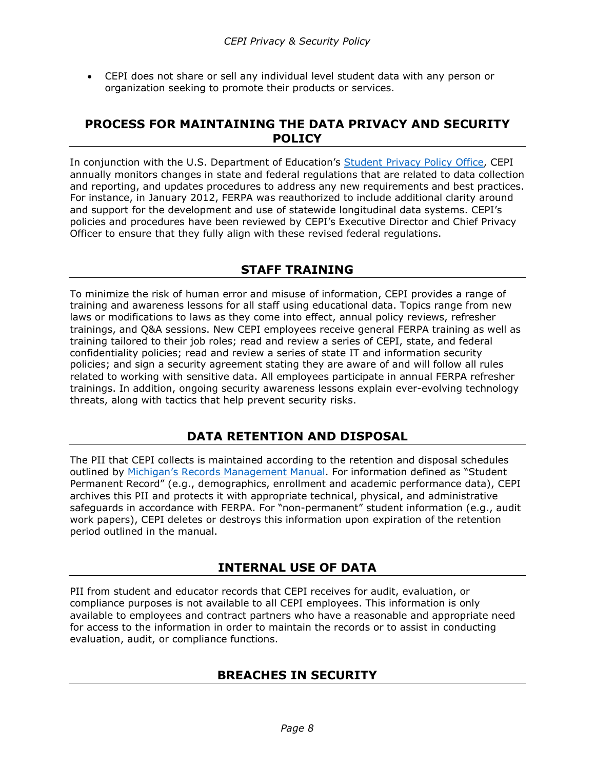- CEPI does not share or sell any individual level student data with any person or organization seeking to promote their products or services.

## PROCESS FOR MAINTAINING THE DATA PRIVACY AND SECURITY POLICY

In conjunction with the U.S. Department of Education's [Student Privacy Policy Office](), CEPI annually monitors changes in state and federal regulations that are related to data collection and reporting, and updates procedures to address any new requirements and best practices. For instance, in January 2012, FERPA was reauthorized to include additional clarity around and support for the development and use of statewide longitudinal data systems. CEPI's policies and procedures have been reviewed by CEPI's Executive Director and Chief Privacy Officer to ensure that they fully align with these revised federal regulations.

## STAFF TRAINING

To minimize the risk of human error and misuse of information, CEPI provides a range of training and awareness lessons for all staff using educational data. Topics range from new laws or modifications to laws as they come into effect, annual policy reviews, refresher trainings, and Q&A sessions. New CEPI employees receive general FERPA training as well as training tailored to their job roles; read and review a series of CEPI, state, and federal confidentiality policies; read and review a series of state IT and information security policies; and sign a security agreement stating they are aware of and will follow all rules related to working with sensitive data. All employees participate in annual FERPA refresher trainings. In addition, ongoing security awareness lessons explain ever-evolving technology threats, along with tactics that help prevent security risks.

## DATA RETENTION AND DISPOSAL

The PII that CEPI collects is maintained according to the retention and disposal schedules outlined by [Michigan's Records Management Manual](). For information defined as "Student Permanent Record" (e.g., demographics, enrollment and academic performance data), CEPI archives this PII and protects it with appropriate technical, physical, and administrative safeguards in accordance with FERPA. For "non-permanent" student information (e.g., audit work papers), CEPI deletes or destroys this information upon expiration of the retention period outlined in the manual.

## INTERNAL USE OF DATA

PII from student and educator records that CEPI receives for audit, evaluation, or compliance purposes is not available to all CEPI employees. This information is only available to employees and contract partners who have a reasonable and appropriate need for access to the information in order to maintain the records or to assist in conducting evaluation, audit, or compliance functions.

## BREACHES IN SECURITY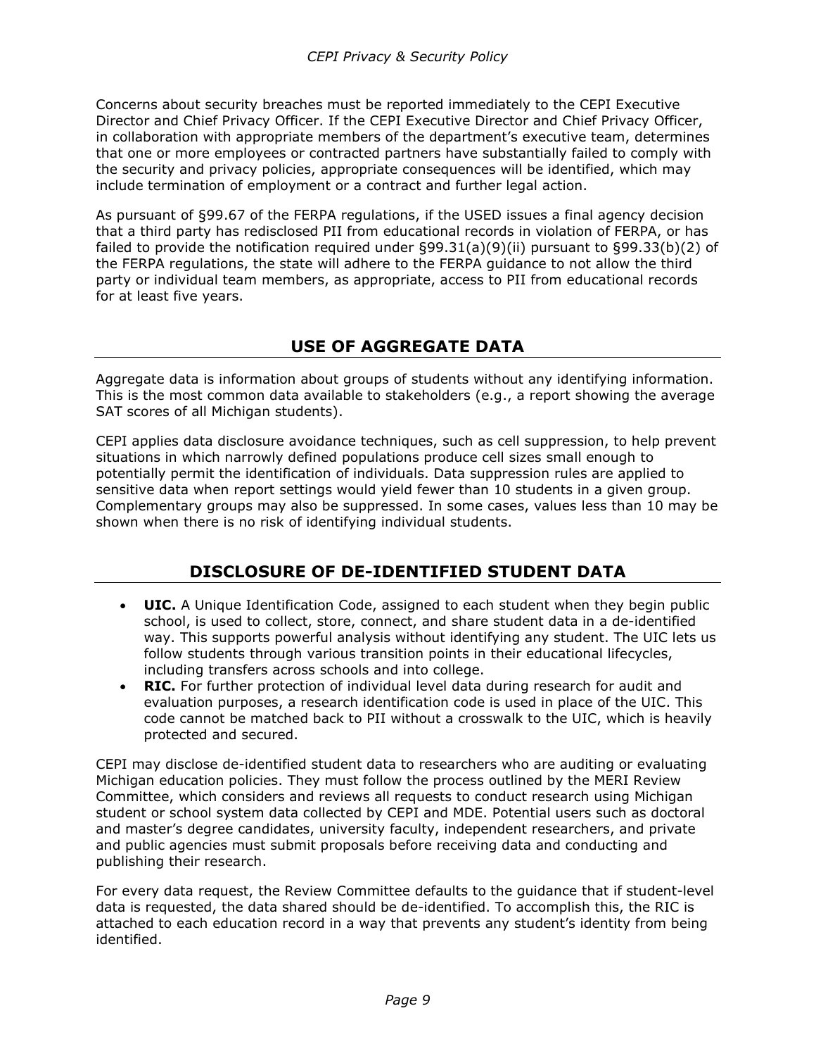Concerns about security breaches must be reported immediately to the CEPI Executive Director and Chief Privacy Officer. If the CEPI Executive Director and Chief Privacy Officer, in collaboration with appropriate members of the department's executive team, determines that one or more employees or contracted partners have substantially failed to comply with the security and privacy policies, appropriate consequences will be identified, which may include termination of employment or a contract and further legal action.

As pursuant of §99.67 of the FERPA regulations, if the USED issues a final agency decision that a third party has redisclosed PII from educational records in violation of FERPA, or has failed to provide the notification required under §99.31(a)(9)(ii) pursuant to §99.33(b)(2) of the FERPA regulations, the state will adhere to the FERPA guidance to not allow the third party or individual team members, as appropriate, access to PII from educational records for at least five years.

## USE OF AGGREGATE DATA

Aggregate data is information about groups of students without any identifying information. This is the most common data available to stakeholders (e.g., a report showing the average SAT scores of all Michigan students).

CEPI applies data disclosure avoidance techniques, such as cell suppression, to help prevent situations in which narrowly defined populations produce cell sizes small enough to potentially permit the identification of individuals. Data suppression rules are applied to sensitive data when report settings would yield fewer than 10 students in a given group. Complementary groups may also be suppressed. In some cases, values less than 10 may be shown when there is no risk of identifying individual students.

## DISCLOSURE OF DE-IDENTIFIED STUDENT DATA

- **UIC.** A Unique Identification Code, assigned to each student when they begin public school, is used to collect, store, connect, and share student data in a de-identified way. This supports powerful analysis without identifying any student. The UIC lets us follow students through various transition points in their educational lifecycles, including transfers across schools and into college.
- **RIC.** For further protection of individual level data during research for audit and evaluation purposes, a research identification code is used in place of the UIC. This code cannot be matched back to PII without a crosswalk to the UIC, which is heavily protected and secured.

CEPI may disclose de-identified student data to researchers who are auditing or evaluating Michigan education policies. They must follow the process outlined by the MERI Review Committee, which considers and reviews all requests to conduct research using Michigan student or school system data collected by CEPI and MDE. Potential users such as doctoral and master's degree candidates, university faculty, independent researchers, and private and public agencies must submit proposals before receiving data and conducting and publishing their research.

For every data request, the Review Committee defaults to the guidance that if student-level data is requested, the data shared should be de-identified. To accomplish this, the RIC is attached to each education record in a way that prevents any student's identity from being identified.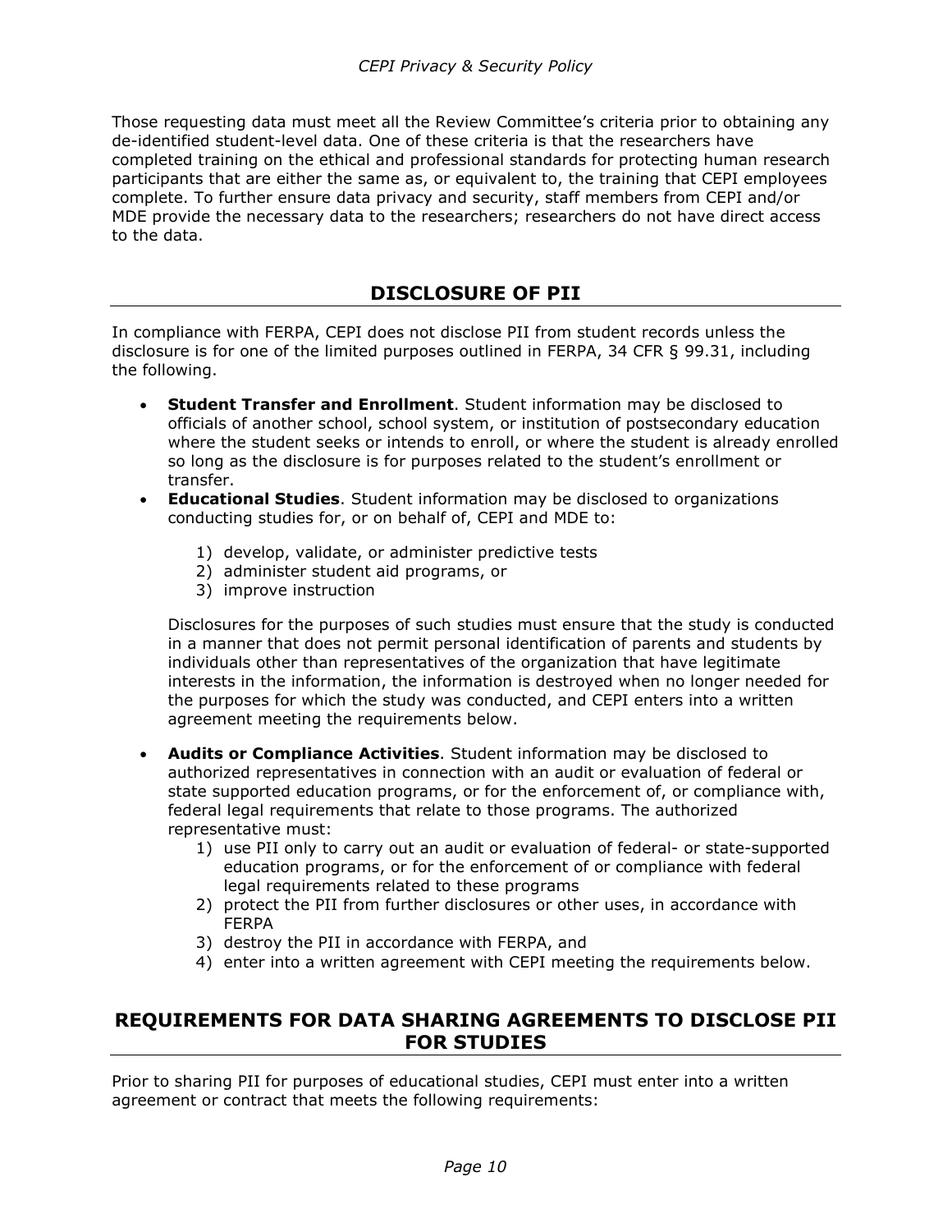Those requesting data must meet all the Review Committee's criteria prior to obtaining any de-identified student-level data. One of these criteria is that the researchers have completed training on the ethical and professional standards for protecting human research participants that are either the same as, or equivalent to, the training that CEPI employees complete. To further ensure data privacy and security, staff members from CEPI and/or MDE provide the necessary data to the researchers; researchers do not have direct access to the data.

## DISCLOSURE OF PII

In compliance with FERPA, CEPI does not disclose PII from student records unless the disclosure is for one of the limited purposes outlined in FERPA, 34 CFR § 99.31, including the following.

- **Student Transfer and Enrollment**. Student information may be disclosed to officials of another school, school system, or institution of postsecondary education where the student seeks or intends to enroll, or where the student is already enrolled so long as the disclosure is for purposes related to the student's enrollment or transfer.
- **Educational Studies**. Student information may be disclosed to organizations conducting studies for, or on behalf of, CEPI and MDE to:
    1) develop, validate, or administer predictive tests
    2) administer student aid programs, or
    3) improve instruction

  Disclosures for the purposes of such studies must ensure that the study is conducted in a manner that does not permit personal identification of parents and students by individuals other than representatives of the organization that have legitimate interests in the information, the information is destroyed when no longer needed for the purposes for which the study was conducted, and CEPI enters into a written agreement meeting the requirements below.
- **Audits or Compliance Activities**. Student information may be disclosed to authorized representatives in connection with an audit or evaluation of federal or state supported education programs, or for the enforcement of, or compliance with, federal legal requirements that relate to those programs. The authorized representative must:
    1) use PII only to carry out an audit or evaluation of federal- or state-supported education programs, or for the enforcement of or compliance with federal legal requirements related to these programs
    2) protect the PII from further disclosures or other uses, in accordance with FERPA
    3) destroy the PII in accordance with FERPA, and
    4) enter into a written agreement with CEPI meeting the requirements below.

## REQUIREMENTS FOR DATA SHARING AGREEMENTS TO DISCLOSE PII FOR STUDIES

Prior to sharing PII for purposes of educational studies, CEPI must enter into a written agreement or contract that meets the following requirements: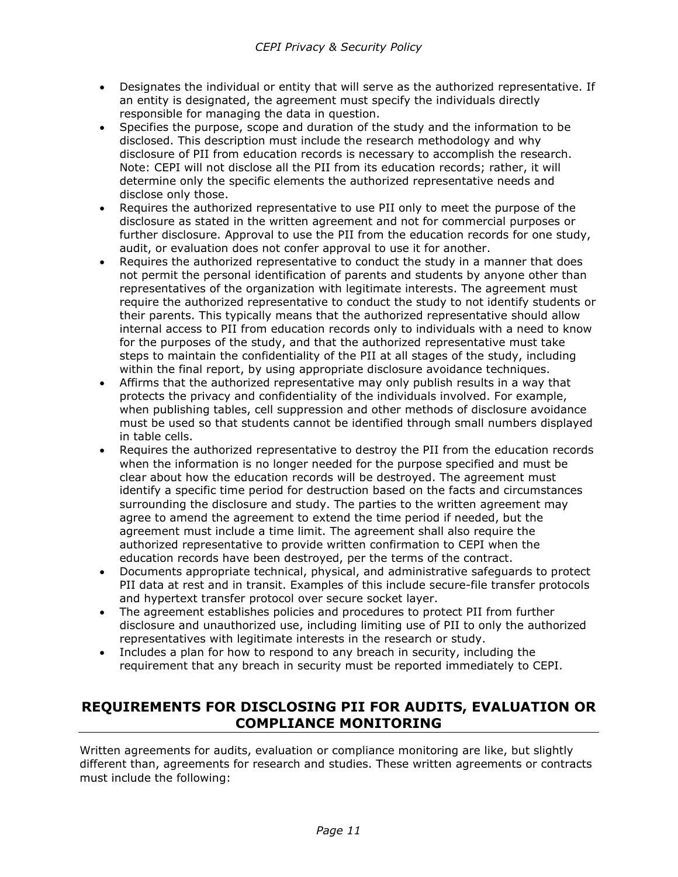- Designates the individual or entity that will serve as the authorized representative. If an entity is designated, the agreement must specify the individuals directly responsible for managing the data in question.
- Specifies the purpose, scope and duration of the study and the information to be disclosed. This description must include the research methodology and why disclosure of PII from education records is necessary to accomplish the research. Note: CEPI will not disclose all the PII from its education records; rather, it will determine only the specific elements the authorized representative needs and disclose only those.
- Requires the authorized representative to use PII only to meet the purpose of the disclosure as stated in the written agreement and not for commercial purposes or further disclosure. Approval to use the PII from the education records for one study, audit, or evaluation does not confer approval to use it for another.
- Requires the authorized representative to conduct the study in a manner that does not permit the personal identification of parents and students by anyone other than representatives of the organization with legitimate interests. The agreement must require the authorized representative to conduct the study to not identify students or their parents. This typically means that the authorized representative should allow internal access to PII from education records only to individuals with a need to know for the purposes of the study, and that the authorized representative must take steps to maintain the confidentiality of the PII at all stages of the study, including within the final report, by using appropriate disclosure avoidance techniques.
- Affirms that the authorized representative may only publish results in a way that protects the privacy and confidentiality of the individuals involved. For example, when publishing tables, cell suppression and other methods of disclosure avoidance must be used so that students cannot be identified through small numbers displayed in table cells.
- Requires the authorized representative to destroy the PII from the education records when the information is no longer needed for the purpose specified and must be clear about how the education records will be destroyed. The agreement must identify a specific time period for destruction based on the facts and circumstances surrounding the disclosure and study. The parties to the written agreement may agree to amend the agreement to extend the time period if needed, but the agreement must include a time limit. The agreement shall also require the authorized representative to provide written confirmation to CEPI when the education records have been destroyed, per the terms of the contract.
- Documents appropriate technical, physical, and administrative safeguards to protect PII data at rest and in transit. Examples of this include secure-file transfer protocols and hypertext transfer protocol over secure socket layer.
- The agreement establishes policies and procedures to protect PII from further disclosure and unauthorized use, including limiting use of PII to only the authorized representatives with legitimate interests in the research or study.
- Includes a plan for how to respond to any breach in security, including the requirement that any breach in security must be reported immediately to CEPI.

## REQUIREMENTS FOR DISCLOSING PII FOR AUDITS, EVALUATION OR COMPLIANCE MONITORING

Written agreements for audits, evaluation or compliance monitoring are like, but slightly different than, agreements for research and studies. These written agreements or contracts must include the following: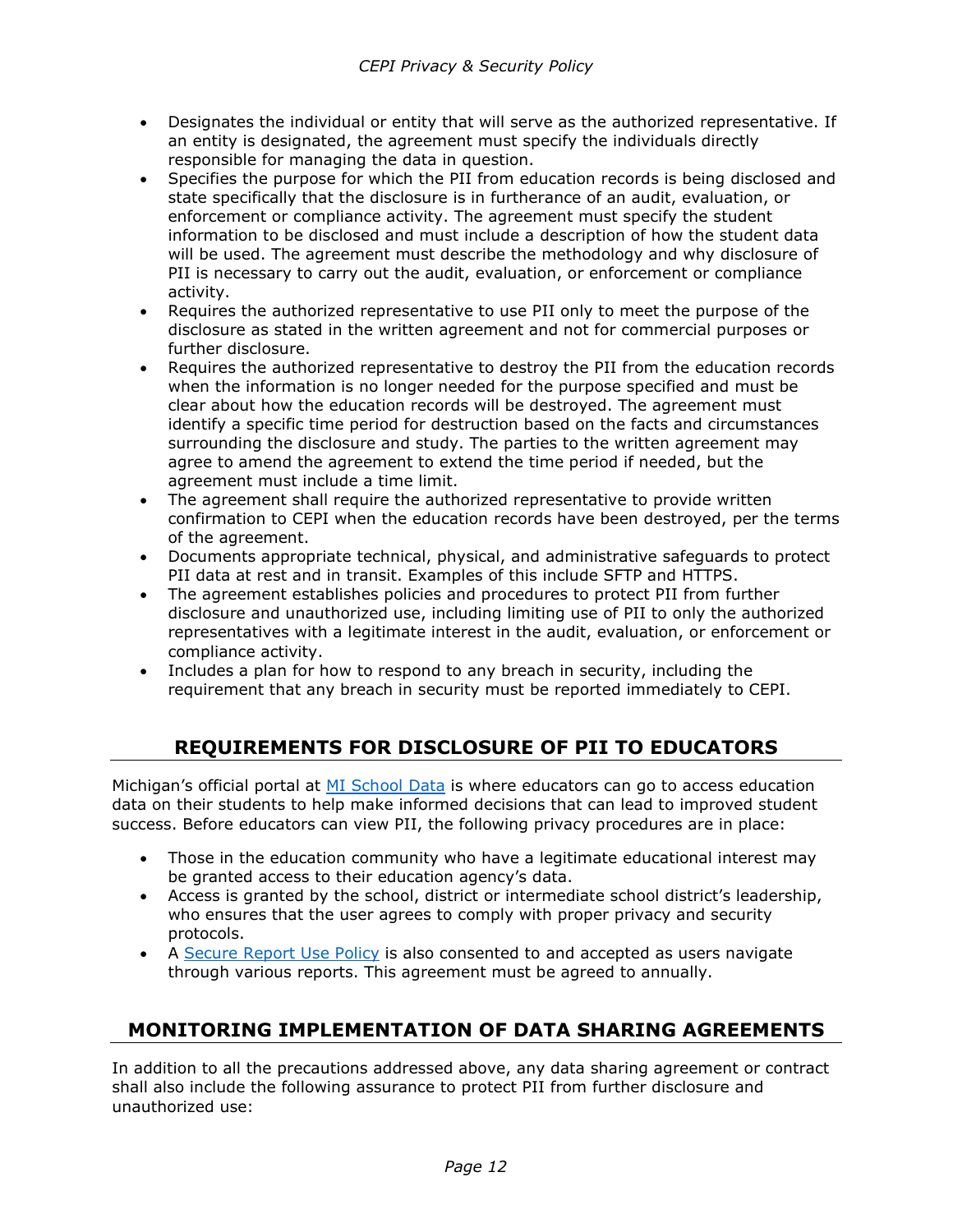- Designates the individual or entity that will serve as the authorized representative. If an entity is designated, the agreement must specify the individuals directly responsible for managing the data in question.
- Specifies the purpose for which the PII from education records is being disclosed and state specifically that the disclosure is in furtherance of an audit, evaluation, or enforcement or compliance activity. The agreement must specify the student information to be disclosed and must include a description of how the student data will be used. The agreement must describe the methodology and why disclosure of PII is necessary to carry out the audit, evaluation, or enforcement or compliance activity.
- Requires the authorized representative to use PII only to meet the purpose of the disclosure as stated in the written agreement and not for commercial purposes or further disclosure.
- Requires the authorized representative to destroy the PII from the education records when the information is no longer needed for the purpose specified and must be clear about how the education records will be destroyed. The agreement must identify a specific time period for destruction based on the facts and circumstances surrounding the disclosure and study. The parties to the written agreement may agree to amend the agreement to extend the time period if needed, but the agreement must include a time limit.
- The agreement shall require the authorized representative to provide written confirmation to CEPI when the education records have been destroyed, per the terms of the agreement.
- Documents appropriate technical, physical, and administrative safeguards to protect PII data at rest and in transit. Examples of this include SFTP and HTTPS.
- The agreement establishes policies and procedures to protect PII from further disclosure and unauthorized use, including limiting use of PII to only the authorized representatives with a legitimate interest in the audit, evaluation, or enforcement or compliance activity.
- Includes a plan for how to respond to any breach in security, including the requirement that any breach in security must be reported immediately to CEPI.

## REQUIREMENTS FOR DISCLOSURE OF PII TO EDUCATORS

Michigan's official portal at [MI School Data] is where educators can go to access education data on their students to help make informed decisions that can lead to improved student success. Before educators can view PII, the following privacy procedures are in place:

- Those in the education community who have a legitimate educational interest may be granted access to their education agency's data.
- Access is granted by the school, district or intermediate school district's leadership, who ensures that the user agrees to comply with proper privacy and security protocols.
- A [Secure Report Use Policy] is also consented to and accepted as users navigate through various reports. This agreement must be agreed to annually.

## MONITORING IMPLEMENTATION OF DATA SHARING AGREEMENTS

In addition to all the precautions addressed above, any data sharing agreement or contract shall also include the following assurance to protect PII from further disclosure and unauthorized use: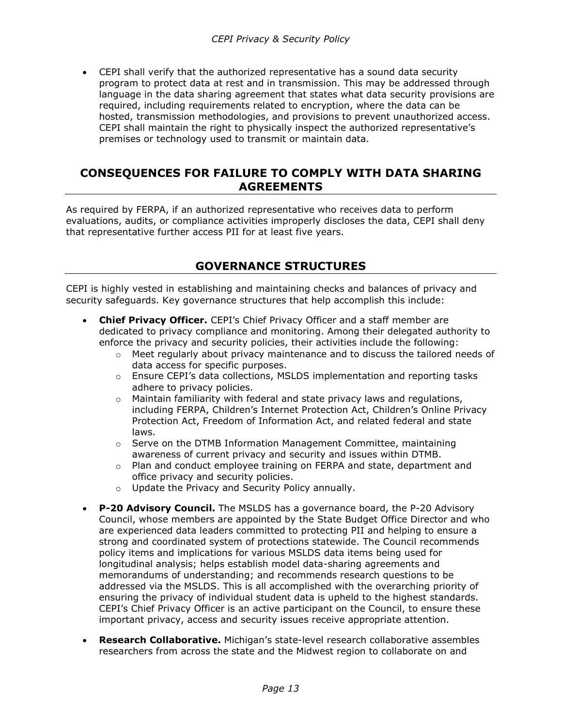- CEPI shall verify that the authorized representative has a sound data security program to protect data at rest and in transmission. This may be addressed through language in the data sharing agreement that states what data security provisions are required, including requirements related to encryption, where the data can be hosted, transmission methodologies, and provisions to prevent unauthorized access. CEPI shall maintain the right to physically inspect the authorized representative's premises or technology used to transmit or maintain data.

## CONSEQUENCES FOR FAILURE TO COMPLY WITH DATA SHARING AGREEMENTS

As required by FERPA, if an authorized representative who receives data to perform evaluations, audits, or compliance activities improperly discloses the data, CEPI shall deny that representative further access PII for at least five years.

## GOVERNANCE STRUCTURES

CEPI is highly vested in establishing and maintaining checks and balances of privacy and security safeguards. Key governance structures that help accomplish this include:

- **Chief Privacy Officer.** CEPI's Chief Privacy Officer and a staff member are dedicated to privacy compliance and monitoring. Among their delegated authority to enforce the privacy and security policies, their activities include the following:
  - Meet regularly about privacy maintenance and to discuss the tailored needs of data access for specific purposes.
  - Ensure CEPI's data collections, MSLDS implementation and reporting tasks adhere to privacy policies.
  - Maintain familiarity with federal and state privacy laws and regulations, including FERPA, Children's Internet Protection Act, Children's Online Privacy Protection Act, Freedom of Information Act, and related federal and state laws.
  - Serve on the DTMB Information Management Committee, maintaining awareness of current privacy and security and issues within DTMB.
  - Plan and conduct employee training on FERPA and state, department and office privacy and security policies.
  - Update the Privacy and Security Policy annually.

- **P-20 Advisory Council.** The MSLDS has a governance board, the P-20 Advisory Council, whose members are appointed by the State Budget Office Director and who are experienced data leaders committed to protecting PII and helping to ensure a strong and coordinated system of protections statewide. The Council recommends policy items and implications for various MSLDS data items being used for longitudinal analysis; helps establish model data-sharing agreements and memorandums of understanding; and recommends research questions to be addressed via the MSLDS. This is all accomplished with the overarching priority of ensuring the privacy of individual student data is upheld to the highest standards. CEPI's Chief Privacy Officer is an active participant on the Council, to ensure these important privacy, access and security issues receive appropriate attention.

- **Research Collaborative.** Michigan's state-level research collaborative assembles researchers from across the state and the Midwest region to collaborate on and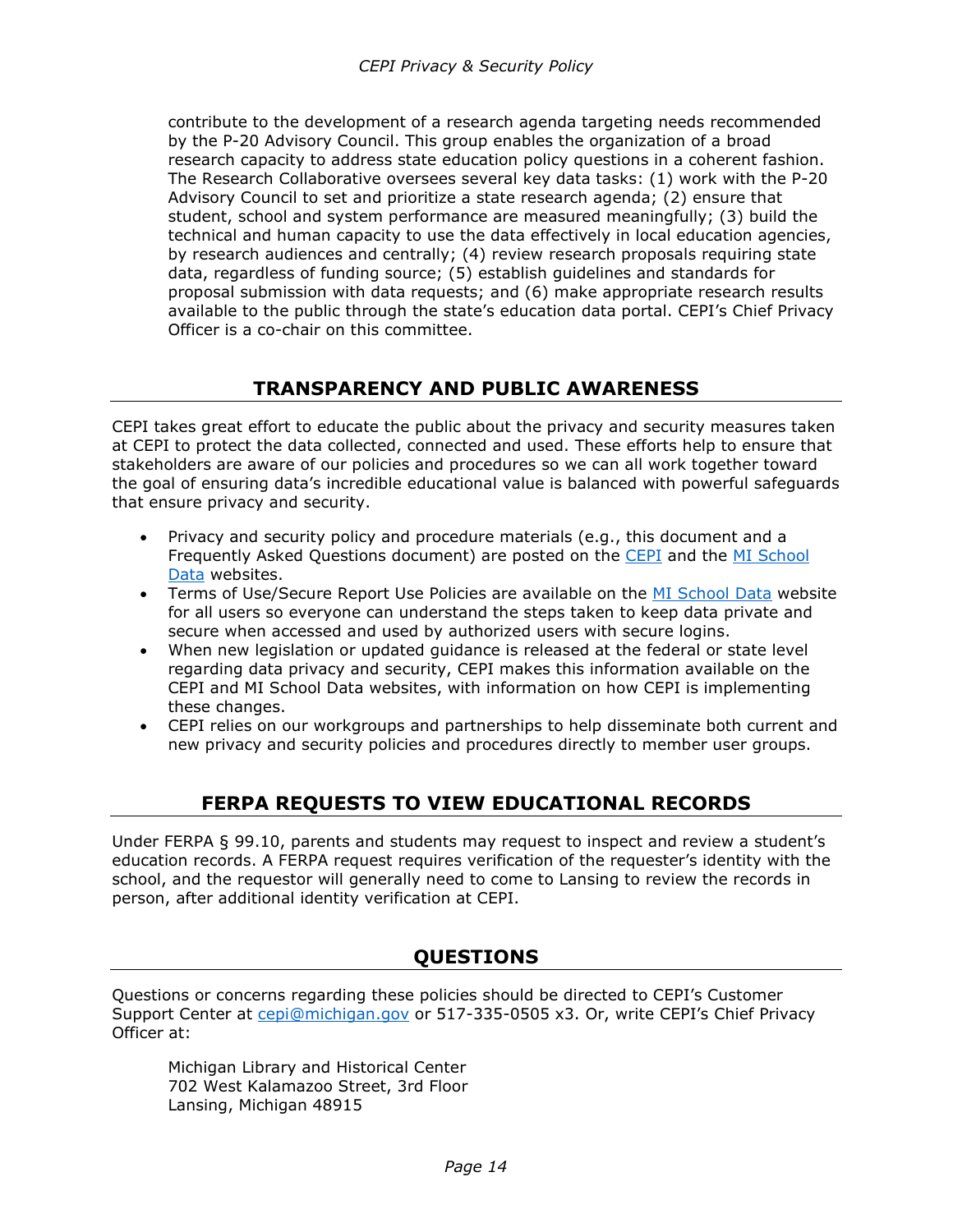contribute to the development of a research agenda targeting needs recommended by the P-20 Advisory Council. This group enables the organization of a broad research capacity to address state education policy questions in a coherent fashion. The Research Collaborative oversees several key data tasks: (1) work with the P-20 Advisory Council to set and prioritize a state research agenda; (2) ensure that student, school and system performance are measured meaningfully; (3) build the technical and human capacity to use the data effectively in local education agencies, by research audiences and centrally; (4) review research proposals requiring state data, regardless of funding source; (5) establish guidelines and standards for proposal submission with data requests; and (6) make appropriate research results available to the public through the state's education data portal. CEPI's Chief Privacy Officer is a co-chair on this committee.

## TRANSPARENCY AND PUBLIC AWARENESS

CEPI takes great effort to educate the public about the privacy and security measures taken at CEPI to protect the data collected, connected and used. These efforts help to ensure that stakeholders are aware of our policies and procedures so we can all work together toward the goal of ensuring data's incredible educational value is balanced with powerful safeguards that ensure privacy and security.

- Privacy and security policy and procedure materials (e.g., this document and a Frequently Asked Questions document) are posted on the CEPI and the MI School Data websites.
- Terms of Use/Secure Report Use Policies are available on the MI School Data website for all users so everyone can understand the steps taken to keep data private and secure when accessed and used by authorized users with secure logins.
- When new legislation or updated guidance is released at the federal or state level regarding data privacy and security, CEPI makes this information available on the CEPI and MI School Data websites, with information on how CEPI is implementing these changes.
- CEPI relies on our workgroups and partnerships to help disseminate both current and new privacy and security policies and procedures directly to member user groups.

## FERPA REQUESTS TO VIEW EDUCATIONAL RECORDS

Under FERPA § 99.10, parents and students may request to inspect and review a student's education records. A FERPA request requires verification of the requester's identity with the school, and the requestor will generally need to come to Lansing to review the records in person, after additional identity verification at CEPI.

## QUESTIONS

Questions or concerns regarding these policies should be directed to CEPI's Customer Support Center at cepi@michigan.gov or 517-335-0505 x3. Or, write CEPI's Chief Privacy Officer at:

Michigan Library and Historical Center
702 West Kalamazoo Street, 3rd Floor
Lansing, Michigan 48915